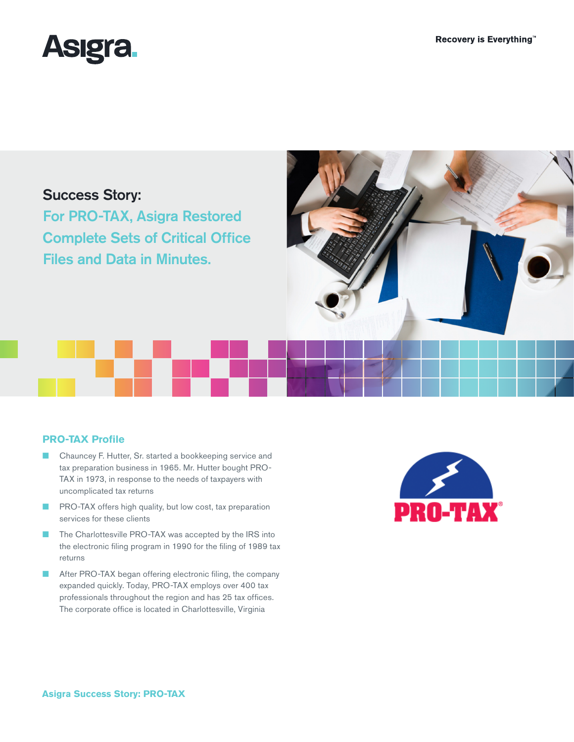Asigra.

Recovery is Everything™

# Success Story:

## For PRO-TAX, Asigra Restored Complete Sets of Critical Office Files and Data in Minutes.

### PRO-TAX Profile

- Chauncey F. Hutter, Sr. started a bookkeeping service and tax preparation business in 1965. Mr. Hutter bought PRO-TAX in 1973, in response to the needs of taxpayers with uncomplicated tax returns
- PRO-TAX offers high quality, but low cost, tax preparation services for these clients
- The Charlottesville PRO-TAX was accepted by the IRS into the electronic filing program in 1990 for the filing of 1989 tax returns
- After PRO-TAX began offering electronic filing, the company expanded quickly. Today, PRO-TAX employs over 400 tax professionals throughout the region and has 25 tax offices. The corporate office is located in Charlottesville, Virginia

PRO-TAX®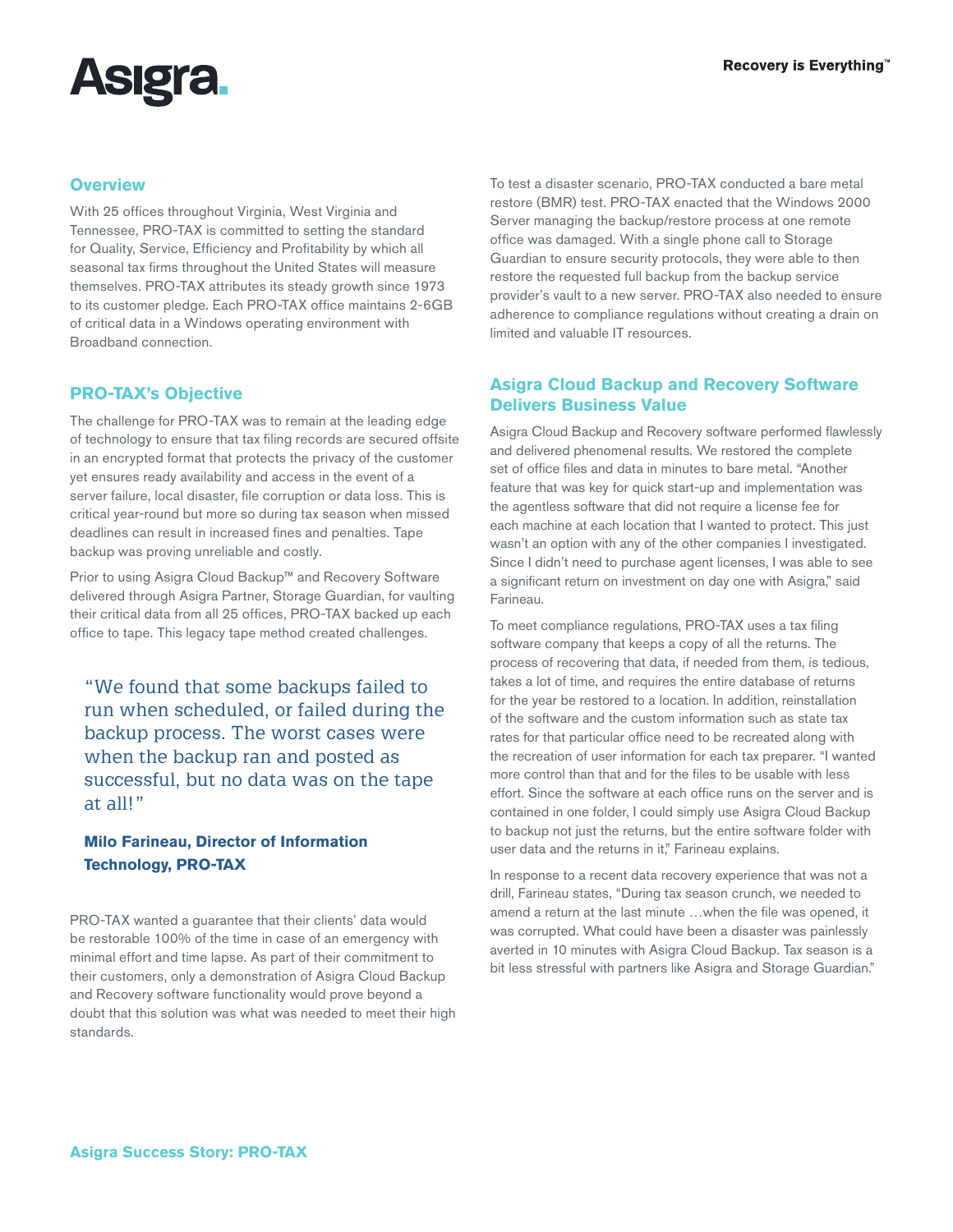## Overview

With 25 offices throughout Virginia, West Virginia and Tennessee, PRO-TAX is committed to setting the standard for Quality, Service, Efficiency and Profitability by which all seasonal tax firms throughout the United States will measure themselves. PRO-TAX attributes its steady growth since 1973 to its customer pledge. Each PRO-TAX office maintains 2-6GB of critical data in a Windows operating environment with Broadband connection.

## PRO-TAX's Objective

The challenge for PRO-TAX was to remain at the leading edge of technology to ensure that tax filing records are secured offsite in an encrypted format that protects the privacy of the customer yet ensures ready availability and access in the event of a server failure, local disaster, file corruption or data loss. This is critical year-round but more so during tax season when missed deadlines can result in increased fines and penalties. Tape backup was proving unreliable and costly.

Prior to using Asigra Cloud Backup™ and Recovery Software delivered through Asigra Partner, Storage Guardian, for vaulting their critical data from all 25 offices, PRO-TAX backed up each office to tape. This legacy tape method created challenges.

> "We found that some backups failed to run when scheduled, or failed during the backup process. The worst cases were when the backup ran and posted as successful, but no data was on the tape at all!"
>
> **Milo Farineau, Director of Information Technology, PRO-TAX**

PRO-TAX wanted a guarantee that their clients' data would be restorable 100% of the time in case of an emergency with minimal effort and time lapse. As part of their commitment to their customers, only a demonstration of Asigra Cloud Backup and Recovery software functionality would prove beyond a doubt that this solution was what was needed to meet their high standards.

To test a disaster scenario, PRO-TAX conducted a bare metal restore (BMR) test. PRO-TAX enacted that the Windows 2000 Server managing the backup/restore process at one remote office was damaged. With a single phone call to Storage Guardian to ensure security protocols, they were able to then restore the requested full backup from the backup service provider's vault to a new server. PRO-TAX also needed to ensure adherence to compliance regulations without creating a drain on limited and valuable IT resources.

## Asigra Cloud Backup and Recovery Software Delivers Business Value

Asigra Cloud Backup and Recovery software performed flawlessly and delivered phenomenal results. We restored the complete set of office files and data in minutes to bare metal. "Another feature that was key for quick start-up and implementation was the agentless software that did not require a license fee for each machine at each location that I wanted to protect. This just wasn't an option with any of the other companies I investigated. Since I didn't need to purchase agent licenses, I was able to see a significant return on investment on day one with Asigra," said Farineau.

To meet compliance regulations, PRO-TAX uses a tax filing software company that keeps a copy of all the returns. The process of recovering that data, if needed from them, is tedious, takes a lot of time, and requires the entire database of returns for the year be restored to a location. In addition, reinstallation of the software and the custom information such as state tax rates for that particular office need to be recreated along with the recreation of user information for each tax preparer. "I wanted more control than that and for the files to be usable with less effort. Since the software at each office runs on the server and is contained in one folder, I could simply use Asigra Cloud Backup to backup not just the returns, but the entire software folder with user data and the returns in it," Farineau explains.

In response to a recent data recovery experience that was not a drill, Farineau states, "During tax season crunch, we needed to amend a return at the last minute …when the file was opened, it was corrupted. What could have been a disaster was painlessly averted in 10 minutes with Asigra Cloud Backup. Tax season is a bit less stressful with partners like Asigra and Storage Guardian."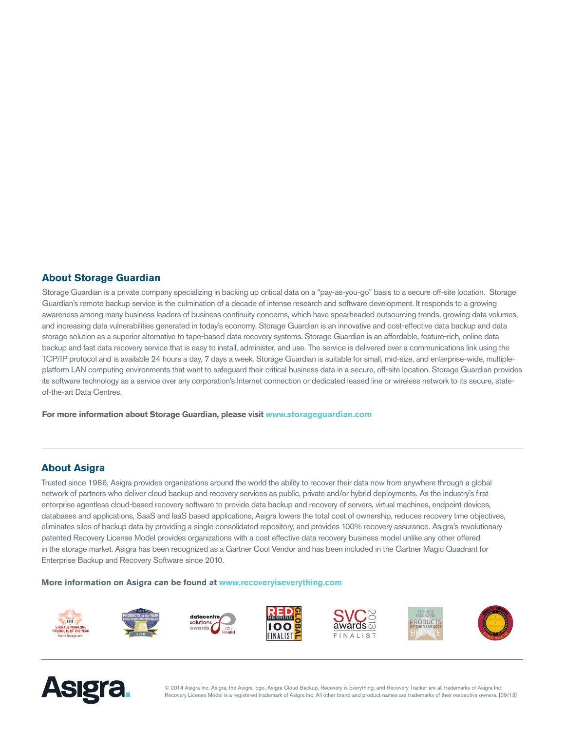## About Storage Guardian

Storage Guardian is a private company specializing in backing up critical data on a "pay-as-you-go" basis to a secure off-site location. Storage Guardian's remote backup service is the culmination of a decade of intense research and software development. It responds to a growing awareness among many business leaders of business continuity concerns, which have spearheaded outsourcing trends, growing data volumes, and increasing data vulnerabilities generated in today's economy. Storage Guardian is an innovative and cost-effective data backup and data storage solution as a superior alternative to tape-based data recovery systems. Storage Guardian is an affordable, feature-rich, online data backup and fast data recovery service that is easy to install, administer, and use. The service is delivered over a communications link using the TCP/IP protocol and is available 24 hours a day, 7 days a week. Storage Guardian is suitable for small, mid-size, and enterprise-wide, multiple-platform LAN computing environments that want to safeguard their critical business data in a secure, off-site location. Storage Guardian provides its software technology as a service over any corporation's Internet connection or dedicated leased line or wireless network to its secure, state-of-the-art Data Centres.

**For more information about Storage Guardian, please visit www.storageguardian.com**

## About Asigra

Trusted since 1986, Asigra provides organizations around the world the ability to recover their data now from anywhere through a global network of partners who deliver cloud backup and recovery services as public, private and/or hybrid deployments. As the industry's first enterprise agentless cloud-based recovery software to provide data backup and recovery of servers, virtual machines, endpoint devices, databases and applications, SaaS and IaaS based applications, Asigra lowers the total cost of ownership, reduces recovery time objectives, eliminates silos of backup data by providing a single consolidated repository, and provides 100% recovery assurance. Asigra's revolutionary patented Recovery License Model provides organizations with a cost effective data recovery business model unlike any other offered in the storage market. Asigra has been recognized as a Gartner Cool Vendor and has been included in the Gartner Magic Quadrant for Enterprise Backup and Recovery Software since 2010.

**More information on Asigra can be found at www.recoveryiseverything.com**

© 2014 Asigra Inc. Asigra, the Asigra logo, Asigra Cloud Backup, Recovery is Everything, and Recovery Tracker are all trademarks of Asigra Inc. Recovery License Model is a registered trademark of Asigra Inc. All other brand and product names are trademarks of their respective owners. [09/13]